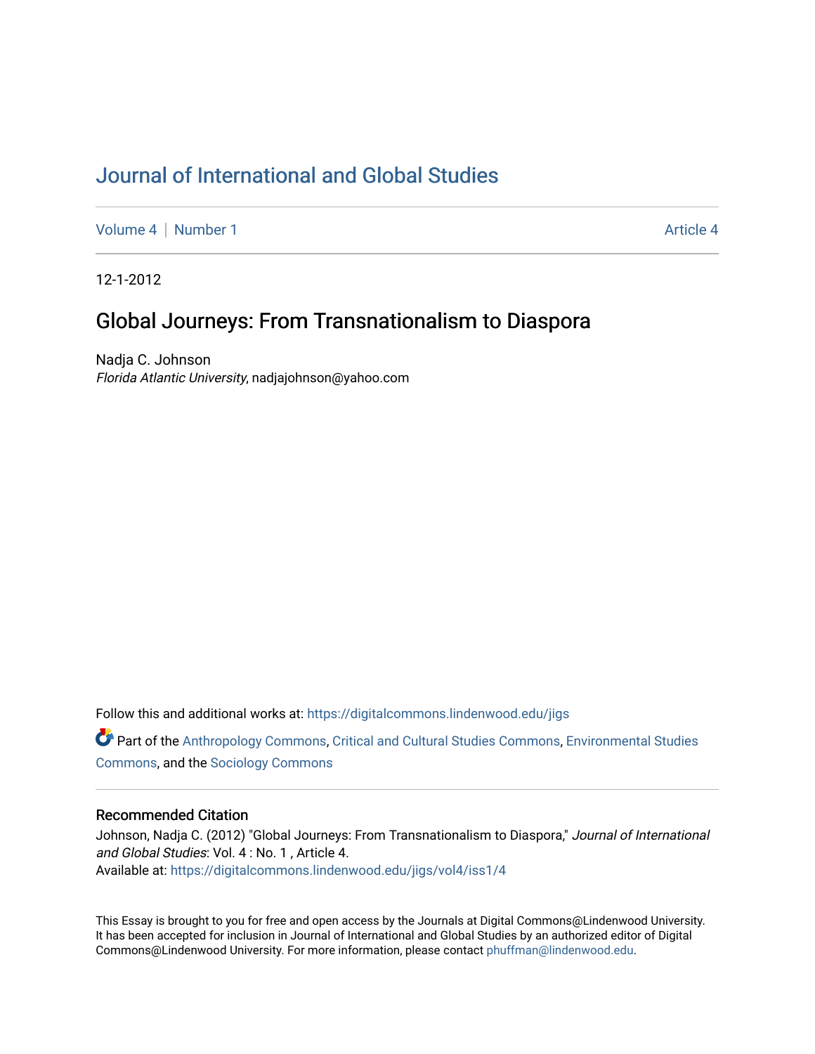# Journal of International and Global Studies

Volume 4 | Number 1 | Article 4

12-1-2012

## Global Journeys: From Transnationalism to Diaspora

Nadja C. Johnson
*Florida Atlantic University*, nadjajohnson@yahoo.com

Follow this and additional works at: https://digitalcommons.lindenwood.edu/jigs

Part of the Anthropology Commons, Critical and Cultural Studies Commons, Environmental Studies Commons, and the Sociology Commons

### Recommended Citation

Johnson, Nadja C. (2012) "Global Journeys: From Transnationalism to Diaspora," *Journal of International and Global Studies*: Vol. 4 : No. 1 , Article 4.
Available at: https://digitalcommons.lindenwood.edu/jigs/vol4/iss1/4

This Essay is brought to you for free and open access by the Journals at Digital Commons@Lindenwood University. It has been accepted for inclusion in Journal of International and Global Studies by an authorized editor of Digital Commons@Lindenwood University. For more information, please contact phuffman@lindenwood.edu.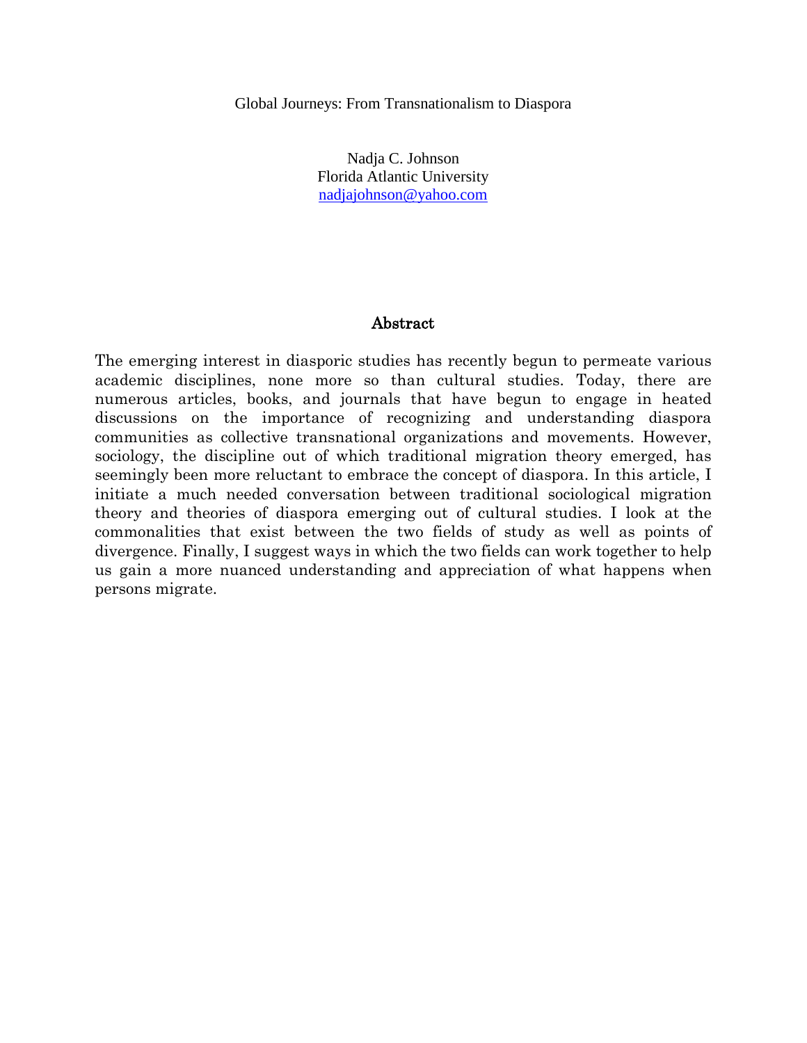# Global Journeys: From Transnationalism to Diaspora

Nadja C. Johnson
Florida Atlantic University
nadjajohnson@yahoo.com

## Abstract

The emerging interest in diasporic studies has recently begun to permeate various academic disciplines, none more so than cultural studies. Today, there are numerous articles, books, and journals that have begun to engage in heated discussions on the importance of recognizing and understanding diaspora communities as collective transnational organizations and movements. However, sociology, the discipline out of which traditional migration theory emerged, has seemingly been more reluctant to embrace the concept of diaspora. In this article, I initiate a much needed conversation between traditional sociological migration theory and theories of diaspora emerging out of cultural studies. I look at the commonalities that exist between the two fields of study as well as points of divergence. Finally, I suggest ways in which the two fields can work together to help us gain a more nuanced understanding and appreciation of what happens when persons migrate.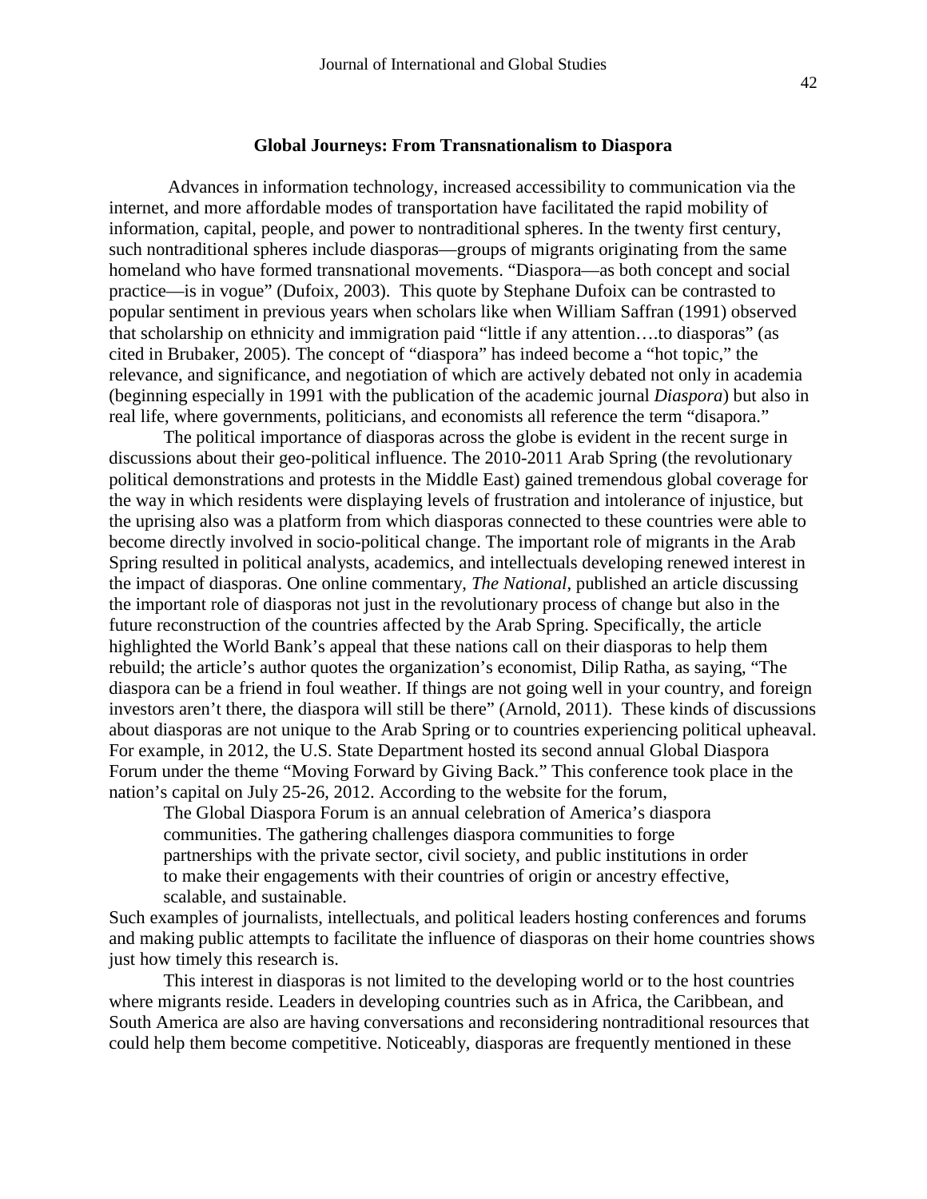## Global Journeys: From Transnationalism to Diaspora

Advances in information technology, increased accessibility to communication via the internet, and more affordable modes of transportation have facilitated the rapid mobility of information, capital, people, and power to nontraditional spheres. In the twenty first century, such nontraditional spheres include diasporas—groups of migrants originating from the same homeland who have formed transnational movements. "Diaspora—as both concept and social practice—is in vogue" (Dufoix, 2003). This quote by Stephane Dufoix can be contrasted to popular sentiment in previous years when scholars like when William Saffran (1991) observed that scholarship on ethnicity and immigration paid "little if any attention….to diasporas" (as cited in Brubaker, 2005). The concept of "diaspora" has indeed become a "hot topic," the relevance, and significance, and negotiation of which are actively debated not only in academia (beginning especially in 1991 with the publication of the academic journal *Diaspora*) but also in real life, where governments, politicians, and economists all reference the term "disapora."

The political importance of diasporas across the globe is evident in the recent surge in discussions about their geo-political influence. The 2010-2011 Arab Spring (the revolutionary political demonstrations and protests in the Middle East) gained tremendous global coverage for the way in which residents were displaying levels of frustration and intolerance of injustice, but the uprising also was a platform from which diasporas connected to these countries were able to become directly involved in socio-political change. The important role of migrants in the Arab Spring resulted in political analysts, academics, and intellectuals developing renewed interest in the impact of diasporas. One online commentary, *The National*, published an article discussing the important role of diasporas not just in the revolutionary process of change but also in the future reconstruction of the countries affected by the Arab Spring. Specifically, the article highlighted the World Bank's appeal that these nations call on their diasporas to help them rebuild; the article's author quotes the organization's economist, Dilip Ratha, as saying, "The diaspora can be a friend in foul weather. If things are not going well in your country, and foreign investors aren't there, the diaspora will still be there" (Arnold, 2011). These kinds of discussions about diasporas are not unique to the Arab Spring or to countries experiencing political upheaval. For example, in 2012, the U.S. State Department hosted its second annual Global Diaspora Forum under the theme "Moving Forward by Giving Back." This conference took place in the nation's capital on July 25-26, 2012. According to the website for the forum,

> The Global Diaspora Forum is an annual celebration of America's diaspora communities. The gathering challenges diaspora communities to forge partnerships with the private sector, civil society, and public institutions in order to make their engagements with their countries of origin or ancestry effective, scalable, and sustainable.

Such examples of journalists, intellectuals, and political leaders hosting conferences and forums and making public attempts to facilitate the influence of diasporas on their home countries shows just how timely this research is.

This interest in diasporas is not limited to the developing world or to the host countries where migrants reside. Leaders in developing countries such as in Africa, the Caribbean, and South America are also are having conversations and reconsidering nontraditional resources that could help them become competitive. Noticeably, diasporas are frequently mentioned in these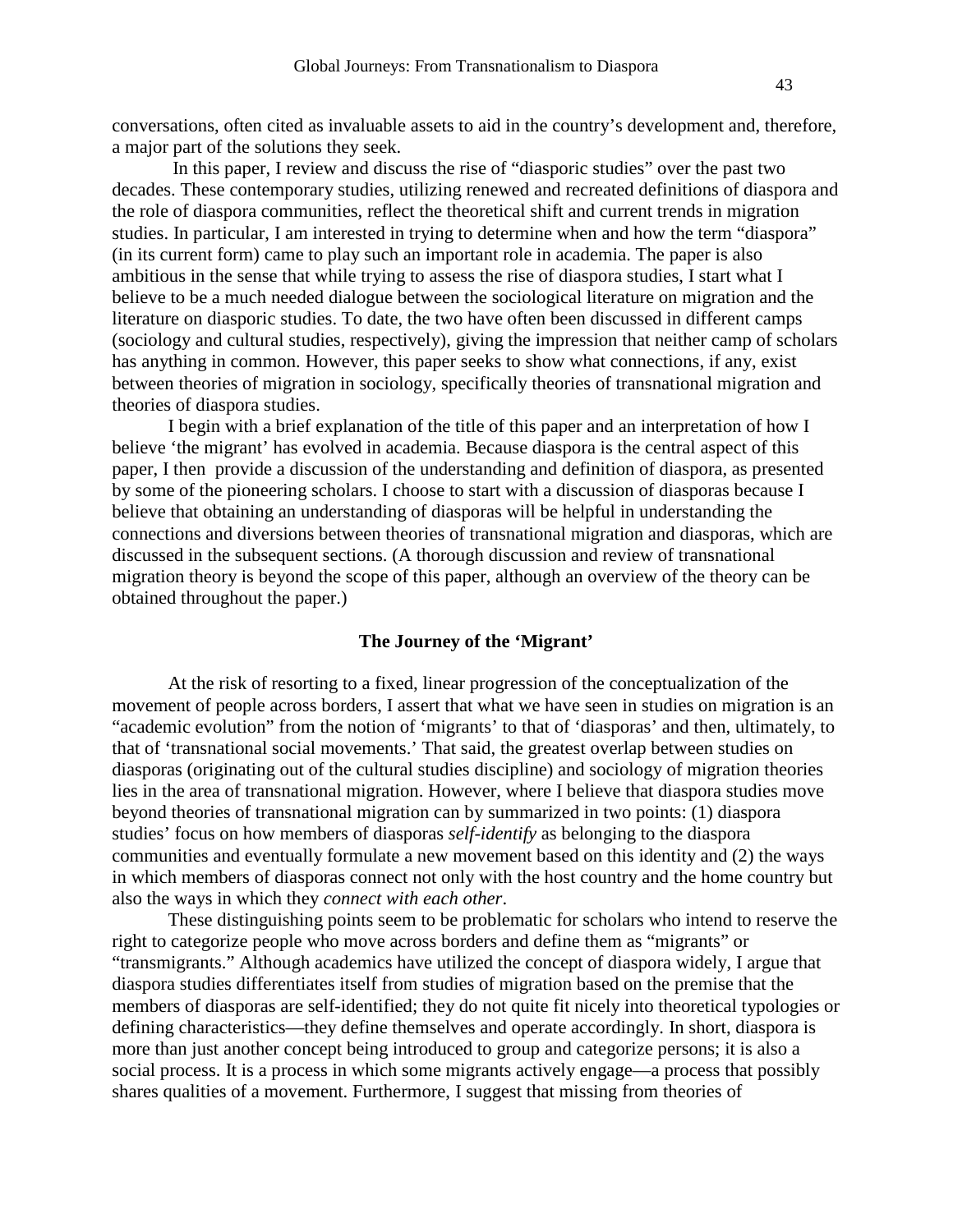conversations, often cited as invaluable assets to aid in the country's development and, therefore, a major part of the solutions they seek.

In this paper, I review and discuss the rise of "diasporic studies" over the past two decades. These contemporary studies, utilizing renewed and recreated definitions of diaspora and the role of diaspora communities, reflect the theoretical shift and current trends in migration studies. In particular, I am interested in trying to determine when and how the term "diaspora" (in its current form) came to play such an important role in academia. The paper is also ambitious in the sense that while trying to assess the rise of diaspora studies, I start what I believe to be a much needed dialogue between the sociological literature on migration and the literature on diasporic studies. To date, the two have often been discussed in different camps (sociology and cultural studies, respectively), giving the impression that neither camp of scholars has anything in common. However, this paper seeks to show what connections, if any, exist between theories of migration in sociology, specifically theories of transnational migration and theories of diaspora studies.

I begin with a brief explanation of the title of this paper and an interpretation of how I believe 'the migrant' has evolved in academia. Because diaspora is the central aspect of this paper, I then provide a discussion of the understanding and definition of diaspora, as presented by some of the pioneering scholars. I choose to start with a discussion of diasporas because I believe that obtaining an understanding of diasporas will be helpful in understanding the connections and diversions between theories of transnational migration and diasporas, which are discussed in the subsequent sections. (A thorough discussion and review of transnational migration theory is beyond the scope of this paper, although an overview of the theory can be obtained throughout the paper.)

## The Journey of the 'Migrant'

At the risk of resorting to a fixed, linear progression of the conceptualization of the movement of people across borders, I assert that what we have seen in studies on migration is an "academic evolution" from the notion of 'migrants' to that of 'diasporas' and then, ultimately, to that of 'transnational social movements.' That said, the greatest overlap between studies on diasporas (originating out of the cultural studies discipline) and sociology of migration theories lies in the area of transnational migration. However, where I believe that diaspora studies move beyond theories of transnational migration can by summarized in two points: (1) diaspora studies' focus on how members of diasporas *self-identify* as belonging to the diaspora communities and eventually formulate a new movement based on this identity and (2) the ways in which members of diasporas connect not only with the host country and the home country but also the ways in which they *connect with each other*.

These distinguishing points seem to be problematic for scholars who intend to reserve the right to categorize people who move across borders and define them as "migrants" or "transmigrants." Although academics have utilized the concept of diaspora widely, I argue that diaspora studies differentiates itself from studies of migration based on the premise that the members of diasporas are self-identified; they do not quite fit nicely into theoretical typologies or defining characteristics—they define themselves and operate accordingly. In short, diaspora is more than just another concept being introduced to group and categorize persons; it is also a social process. It is a process in which some migrants actively engage—a process that possibly shares qualities of a movement. Furthermore, I suggest that missing from theories of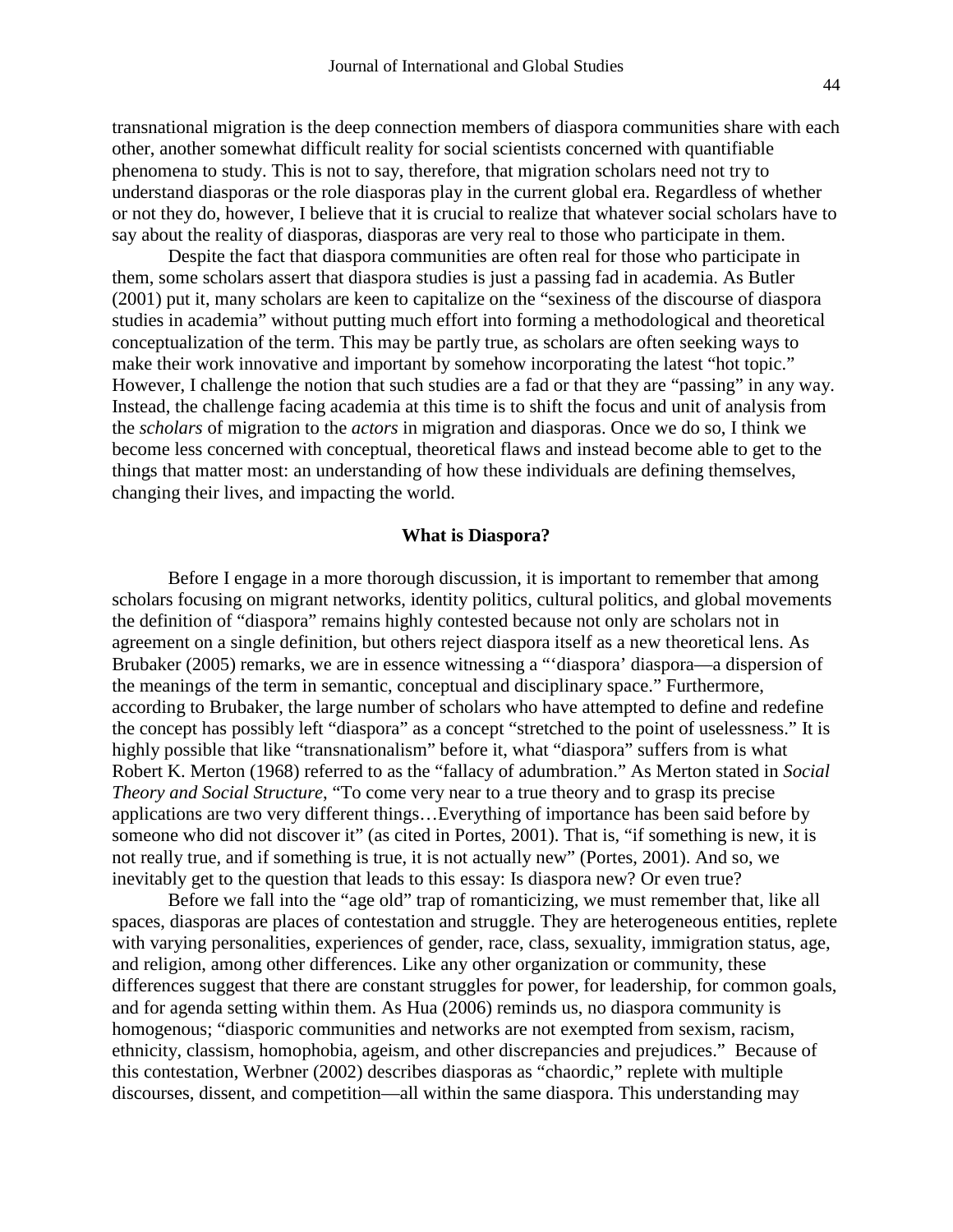transnational migration is the deep connection members of diaspora communities share with each other, another somewhat difficult reality for social scientists concerned with quantifiable phenomena to study. This is not to say, therefore, that migration scholars need not try to understand diasporas or the role diasporas play in the current global era. Regardless of whether or not they do, however, I believe that it is crucial to realize that whatever social scholars have to say about the reality of diasporas, diasporas are very real to those who participate in them.

Despite the fact that diaspora communities are often real for those who participate in them, some scholars assert that diaspora studies is just a passing fad in academia. As Butler (2001) put it, many scholars are keen to capitalize on the "sexiness of the discourse of diaspora studies in academia" without putting much effort into forming a methodological and theoretical conceptualization of the term. This may be partly true, as scholars are often seeking ways to make their work innovative and important by somehow incorporating the latest "hot topic." However, I challenge the notion that such studies are a fad or that they are "passing" in any way. Instead, the challenge facing academia at this time is to shift the focus and unit of analysis from the *scholars* of migration to the *actors* in migration and diasporas. Once we do so, I think we become less concerned with conceptual, theoretical flaws and instead become able to get to the things that matter most: an understanding of how these individuals are defining themselves, changing their lives, and impacting the world.

## What is Diaspora?

Before I engage in a more thorough discussion, it is important to remember that among scholars focusing on migrant networks, identity politics, cultural politics, and global movements the definition of "diaspora" remains highly contested because not only are scholars not in agreement on a single definition, but others reject diaspora itself as a new theoretical lens. As Brubaker (2005) remarks, we are in essence witnessing a "'diaspora' diaspora—a dispersion of the meanings of the term in semantic, conceptual and disciplinary space." Furthermore, according to Brubaker, the large number of scholars who have attempted to define and redefine the concept has possibly left "diaspora" as a concept "stretched to the point of uselessness." It is highly possible that like "transnationalism" before it, what "diaspora" suffers from is what Robert K. Merton (1968) referred to as the "fallacy of adumbration." As Merton stated in *Social Theory and Social Structure*, "To come very near to a true theory and to grasp its precise applications are two very different things…Everything of importance has been said before by someone who did not discover it" (as cited in Portes, 2001). That is, "if something is new, it is not really true, and if something is true, it is not actually new" (Portes, 2001). And so, we inevitably get to the question that leads to this essay: Is diaspora new? Or even true?

Before we fall into the "age old" trap of romanticizing, we must remember that, like all spaces, diasporas are places of contestation and struggle. They are heterogeneous entities, replete with varying personalities, experiences of gender, race, class, sexuality, immigration status, age, and religion, among other differences. Like any other organization or community, these differences suggest that there are constant struggles for power, for leadership, for common goals, and for agenda setting within them. As Hua (2006) reminds us, no diaspora community is homogenous; "diasporic communities and networks are not exempted from sexism, racism, ethnicity, classism, homophobia, ageism, and other discrepancies and prejudices." Because of this contestation, Werbner (2002) describes diasporas as "chaordic," replete with multiple discourses, dissent, and competition—all within the same diaspora. This understanding may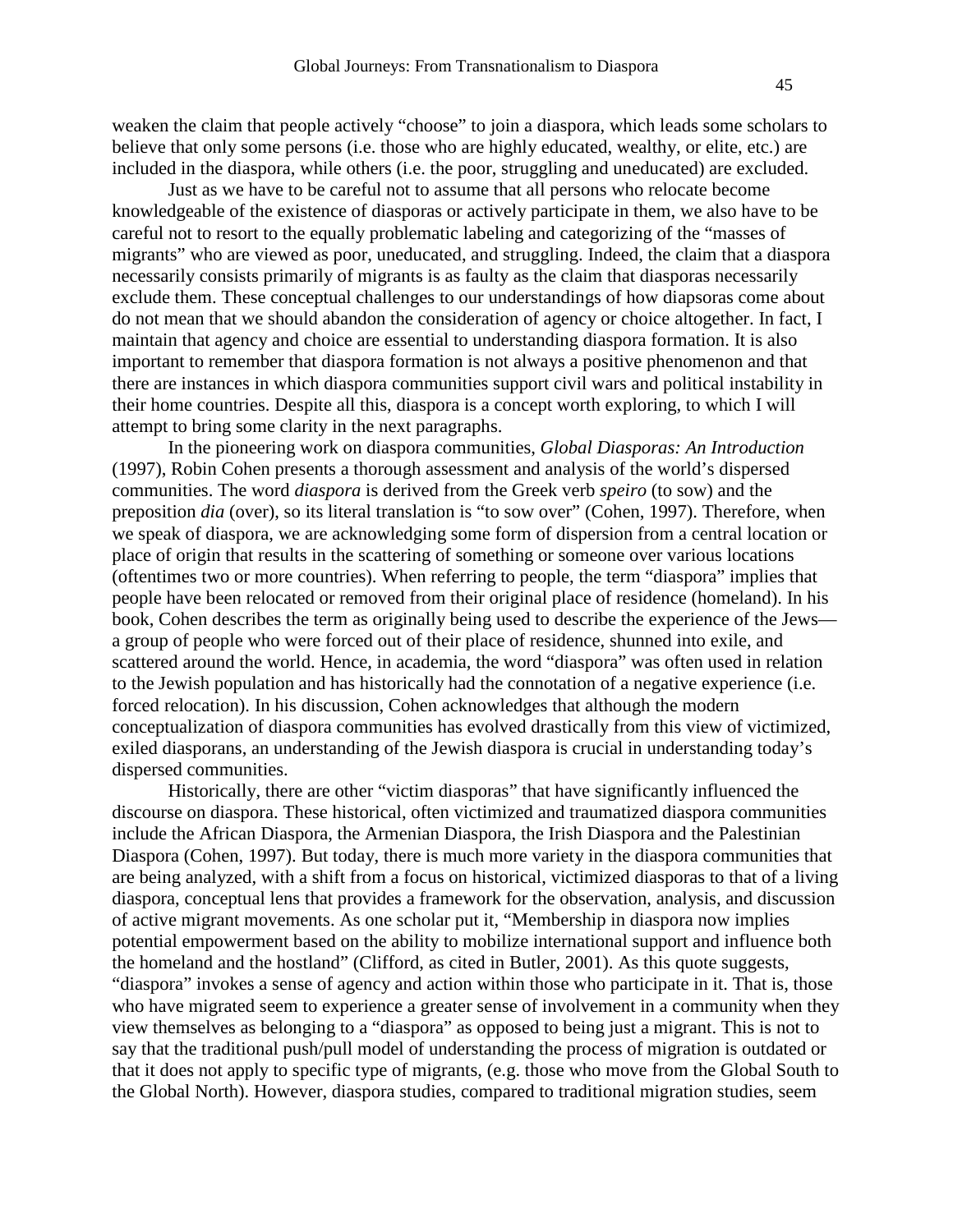weaken the claim that people actively "choose" to join a diaspora, which leads some scholars to believe that only some persons (i.e. those who are highly educated, wealthy, or elite, etc.) are included in the diaspora, while others (i.e. the poor, struggling and uneducated) are excluded.

Just as we have to be careful not to assume that all persons who relocate become knowledgeable of the existence of diasporas or actively participate in them, we also have to be careful not to resort to the equally problematic labeling and categorizing of the "masses of migrants" who are viewed as poor, uneducated, and struggling. Indeed, the claim that a diaspora necessarily consists primarily of migrants is as faulty as the claim that diasporas necessarily exclude them. These conceptual challenges to our understandings of how diapsoras come about do not mean that we should abandon the consideration of agency or choice altogether. In fact, I maintain that agency and choice are essential to understanding diaspora formation. It is also important to remember that diaspora formation is not always a positive phenomenon and that there are instances in which diaspora communities support civil wars and political instability in their home countries. Despite all this, diaspora is a concept worth exploring, to which I will attempt to bring some clarity in the next paragraphs.

In the pioneering work on diaspora communities, *Global Diasporas: An Introduction* (1997), Robin Cohen presents a thorough assessment and analysis of the world's dispersed communities. The word *diaspora* is derived from the Greek verb *speiro* (to sow) and the preposition *dia* (over), so its literal translation is "to sow over" (Cohen, 1997). Therefore, when we speak of diaspora, we are acknowledging some form of dispersion from a central location or place of origin that results in the scattering of something or someone over various locations (oftentimes two or more countries). When referring to people, the term "diaspora" implies that people have been relocated or removed from their original place of residence (homeland). In his book, Cohen describes the term as originally being used to describe the experience of the Jews—a group of people who were forced out of their place of residence, shunned into exile, and scattered around the world. Hence, in academia, the word "diaspora" was often used in relation to the Jewish population and has historically had the connotation of a negative experience (i.e. forced relocation). In his discussion, Cohen acknowledges that although the modern conceptualization of diaspora communities has evolved drastically from this view of victimized, exiled diasporans, an understanding of the Jewish diaspora is crucial in understanding today's dispersed communities.

Historically, there are other "victim diasporas" that have significantly influenced the discourse on diaspora. These historical, often victimized and traumatized diaspora communities include the African Diaspora, the Armenian Diaspora, the Irish Diaspora and the Palestinian Diaspora (Cohen, 1997). But today, there is much more variety in the diaspora communities that are being analyzed, with a shift from a focus on historical, victimized diasporas to that of a living diaspora, conceptual lens that provides a framework for the observation, analysis, and discussion of active migrant movements. As one scholar put it, "Membership in diaspora now implies potential empowerment based on the ability to mobilize international support and influence both the homeland and the hostland" (Clifford, as cited in Butler, 2001). As this quote suggests, "diaspora" invokes a sense of agency and action within those who participate in it. That is, those who have migrated seem to experience a greater sense of involvement in a community when they view themselves as belonging to a "diaspora" as opposed to being just a migrant. This is not to say that the traditional push/pull model of understanding the process of migration is outdated or that it does not apply to specific type of migrants, (e.g. those who move from the Global South to the Global North). However, diaspora studies, compared to traditional migration studies, seem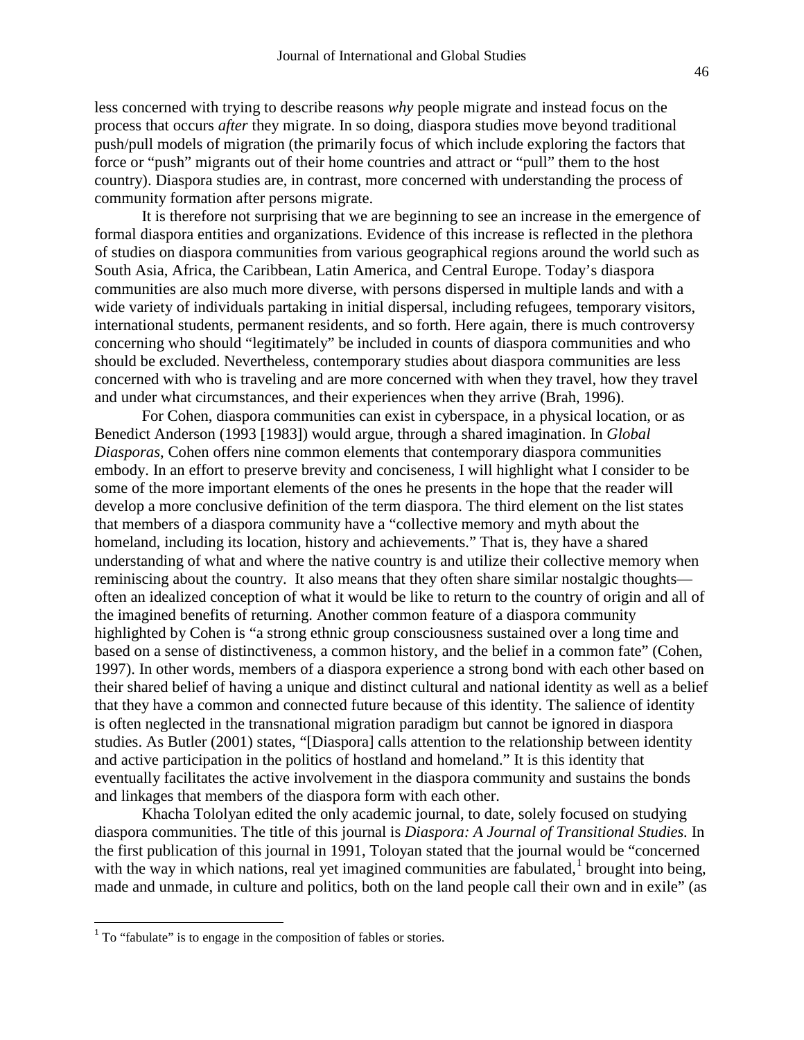less concerned with trying to describe reasons *why* people migrate and instead focus on the process that occurs *after* they migrate. In so doing, diaspora studies move beyond traditional push/pull models of migration (the primarily focus of which include exploring the factors that force or "push" migrants out of their home countries and attract or "pull" them to the host country). Diaspora studies are, in contrast, more concerned with understanding the process of community formation after persons migrate.

It is therefore not surprising that we are beginning to see an increase in the emergence of formal diaspora entities and organizations. Evidence of this increase is reflected in the plethora of studies on diaspora communities from various geographical regions around the world such as South Asia, Africa, the Caribbean, Latin America, and Central Europe. Today's diaspora communities are also much more diverse, with persons dispersed in multiple lands and with a wide variety of individuals partaking in initial dispersal, including refugees, temporary visitors, international students, permanent residents, and so forth. Here again, there is much controversy concerning who should "legitimately" be included in counts of diaspora communities and who should be excluded. Nevertheless, contemporary studies about diaspora communities are less concerned with who is traveling and are more concerned with when they travel, how they travel and under what circumstances, and their experiences when they arrive (Brah, 1996).

For Cohen, diaspora communities can exist in cyberspace, in a physical location, or as Benedict Anderson (1993 [1983]) would argue, through a shared imagination. In *Global Diasporas*, Cohen offers nine common elements that contemporary diaspora communities embody. In an effort to preserve brevity and conciseness, I will highlight what I consider to be some of the more important elements of the ones he presents in the hope that the reader will develop a more conclusive definition of the term diaspora. The third element on the list states that members of a diaspora community have a "collective memory and myth about the homeland, including its location, history and achievements." That is, they have a shared understanding of what and where the native country is and utilize their collective memory when reminiscing about the country. It also means that they often share similar nostalgic thoughts—often an idealized conception of what it would be like to return to the country of origin and all of the imagined benefits of returning. Another common feature of a diaspora community highlighted by Cohen is "a strong ethnic group consciousness sustained over a long time and based on a sense of distinctiveness, a common history, and the belief in a common fate" (Cohen, 1997). In other words, members of a diaspora experience a strong bond with each other based on their shared belief of having a unique and distinct cultural and national identity as well as a belief that they have a common and connected future because of this identity. The salience of identity is often neglected in the transnational migration paradigm but cannot be ignored in diaspora studies. As Butler (2001) states, "[Diaspora] calls attention to the relationship between identity and active participation in the politics of hostland and homeland." It is this identity that eventually facilitates the active involvement in the diaspora community and sustains the bonds and linkages that members of the diaspora form with each other.

Khacha Tololyan edited the only academic journal, to date, solely focused on studying diaspora communities. The title of this journal is *Diaspora: A Journal of Transitional Studies*. In the first publication of this journal in 1991, Toloyan stated that the journal would be "concerned with the way in which nations, real yet imagined communities are fabulated,[1] brought into being, made and unmade, in culture and politics, both on the land people call their own and in exile" (as

[1] To "fabulate" is to engage in the composition of fables or stories.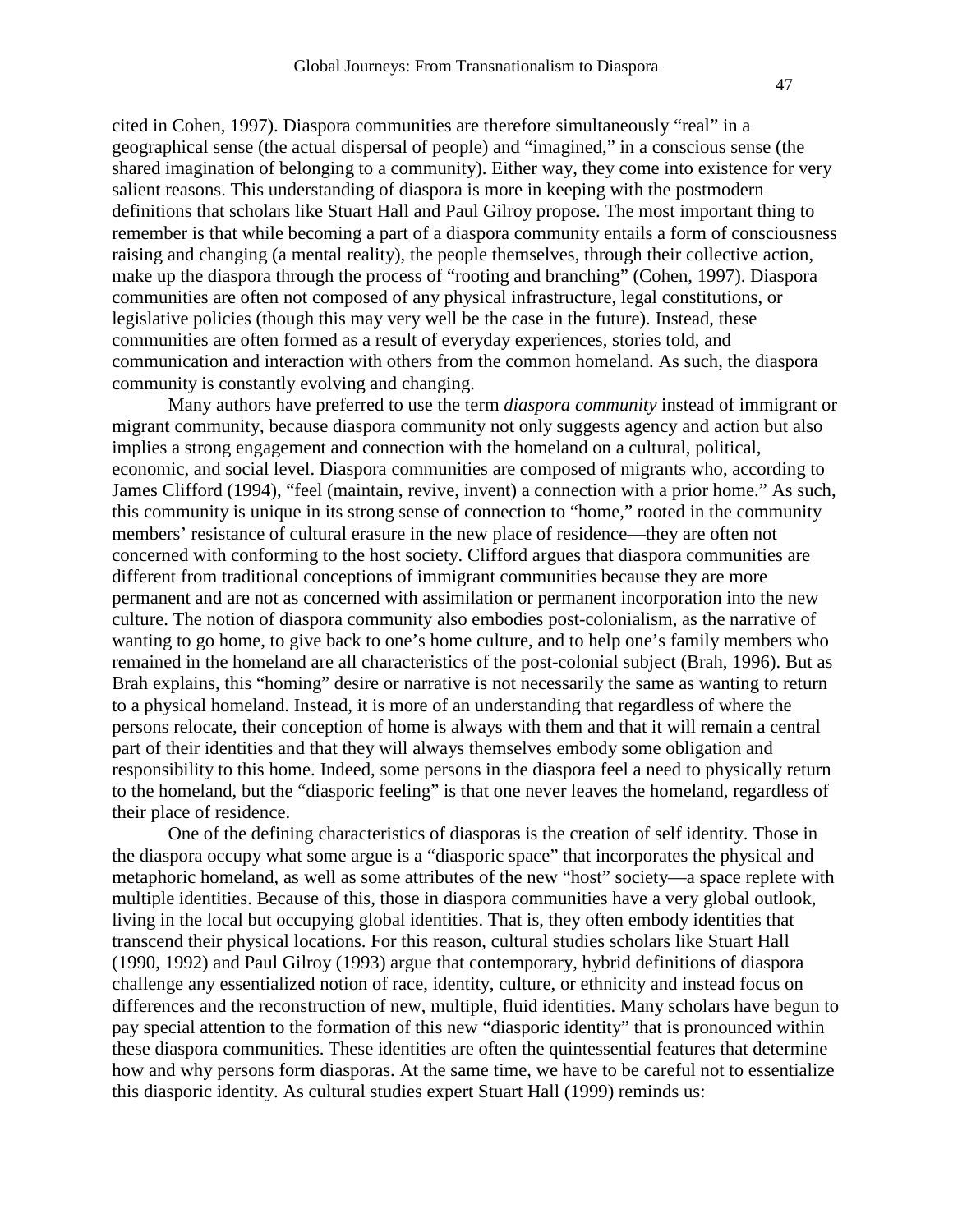cited in Cohen, 1997). Diaspora communities are therefore simultaneously "real" in a geographical sense (the actual dispersal of people) and "imagined," in a conscious sense (the shared imagination of belonging to a community). Either way, they come into existence for very salient reasons. This understanding of diaspora is more in keeping with the postmodern definitions that scholars like Stuart Hall and Paul Gilroy propose. The most important thing to remember is that while becoming a part of a diaspora community entails a form of consciousness raising and changing (a mental reality), the people themselves, through their collective action, make up the diaspora through the process of "rooting and branching" (Cohen, 1997). Diaspora communities are often not composed of any physical infrastructure, legal constitutions, or legislative policies (though this may very well be the case in the future). Instead, these communities are often formed as a result of everyday experiences, stories told, and communication and interaction with others from the common homeland. As such, the diaspora community is constantly evolving and changing.

Many authors have preferred to use the term *diaspora community* instead of immigrant or migrant community, because diaspora community not only suggests agency and action but also implies a strong engagement and connection with the homeland on a cultural, political, economic, and social level. Diaspora communities are composed of migrants who, according to James Clifford (1994), "feel (maintain, revive, invent) a connection with a prior home." As such, this community is unique in its strong sense of connection to "home," rooted in the community members' resistance of cultural erasure in the new place of residence—they are often not concerned with conforming to the host society. Clifford argues that diaspora communities are different from traditional conceptions of immigrant communities because they are more permanent and are not as concerned with assimilation or permanent incorporation into the new culture. The notion of diaspora community also embodies post-colonialism, as the narrative of wanting to go home, to give back to one's home culture, and to help one's family members who remained in the homeland are all characteristics of the post-colonial subject (Brah, 1996). But as Brah explains, this "homing" desire or narrative is not necessarily the same as wanting to return to a physical homeland. Instead, it is more of an understanding that regardless of where the persons relocate, their conception of home is always with them and that it will remain a central part of their identities and that they will always themselves embody some obligation and responsibility to this home. Indeed, some persons in the diaspora feel a need to physically return to the homeland, but the "diasporic feeling" is that one never leaves the homeland, regardless of their place of residence.

One of the defining characteristics of diasporas is the creation of self identity. Those in the diaspora occupy what some argue is a "diasporic space" that incorporates the physical and metaphoric homeland, as well as some attributes of the new "host" society—a space replete with multiple identities. Because of this, those in diaspora communities have a very global outlook, living in the local but occupying global identities. That is, they often embody identities that transcend their physical locations. For this reason, cultural studies scholars like Stuart Hall (1990, 1992) and Paul Gilroy (1993) argue that contemporary, hybrid definitions of diaspora challenge any essentialized notion of race, identity, culture, or ethnicity and instead focus on differences and the reconstruction of new, multiple, fluid identities. Many scholars have begun to pay special attention to the formation of this new "diasporic identity" that is pronounced within these diaspora communities. These identities are often the quintessential features that determine how and why persons form diasporas. At the same time, we have to be careful not to essentialize this diasporic identity. As cultural studies expert Stuart Hall (1999) reminds us: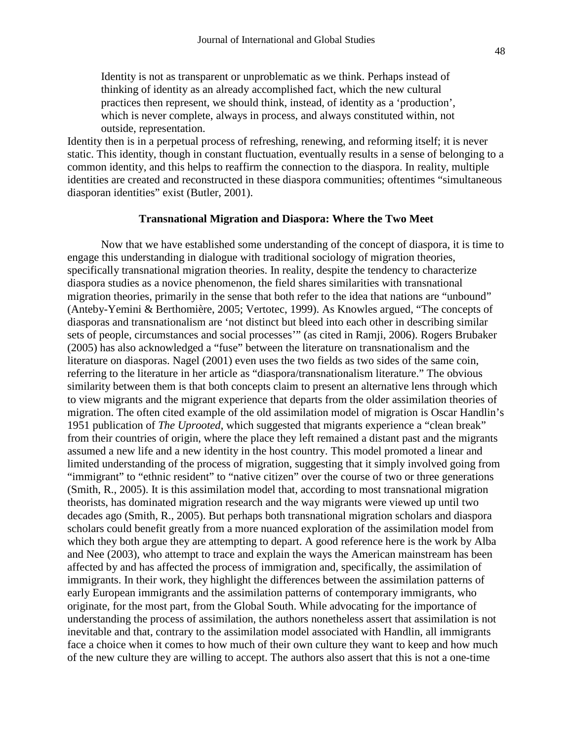> Identity is not as transparent or unproblematic as we think. Perhaps instead of thinking of identity as an already accomplished fact, which the new cultural practices then represent, we should think, instead, of identity as a 'production', which is never complete, always in process, and always constituted within, not outside, representation.

Identity then is in a perpetual process of refreshing, renewing, and reforming itself; it is never static. This identity, though in constant fluctuation, eventually results in a sense of belonging to a common identity, and this helps to reaffirm the connection to the diaspora. In reality, multiple identities are created and reconstructed in these diaspora communities; oftentimes "simultaneous diasporan identities" exist (Butler, 2001).

## Transnational Migration and Diaspora: Where the Two Meet

Now that we have established some understanding of the concept of diaspora, it is time to engage this understanding in dialogue with traditional sociology of migration theories, specifically transnational migration theories. In reality, despite the tendency to characterize diaspora studies as a novice phenomenon, the field shares similarities with transnational migration theories, primarily in the sense that both refer to the idea that nations are "unbound" (Anteby-Yemini & Berthomière, 2005; Vertotec, 1999). As Knowles argued, "The concepts of diasporas and transnationalism are 'not distinct but bleed into each other in describing similar sets of people, circumstances and social processes'" (as cited in Ramji, 2006). Rogers Brubaker (2005) has also acknowledged a "fuse" between the literature on transnationalism and the literature on diasporas. Nagel (2001) even uses the two fields as two sides of the same coin, referring to the literature in her article as "diaspora/transnationalism literature." The obvious similarity between them is that both concepts claim to present an alternative lens through which to view migrants and the migrant experience that departs from the older assimilation theories of migration. The often cited example of the old assimilation model of migration is Oscar Handlin's 1951 publication of *The Uprooted*, which suggested that migrants experience a "clean break" from their countries of origin, where the place they left remained a distant past and the migrants assumed a new life and a new identity in the host country. This model promoted a linear and limited understanding of the process of migration, suggesting that it simply involved going from "immigrant" to "ethnic resident" to "native citizen" over the course of two or three generations (Smith, R., 2005). It is this assimilation model that, according to most transnational migration theorists, has dominated migration research and the way migrants were viewed up until two decades ago (Smith, R., 2005). But perhaps both transnational migration scholars and diaspora scholars could benefit greatly from a more nuanced exploration of the assimilation model from which they both argue they are attempting to depart. A good reference here is the work by Alba and Nee (2003), who attempt to trace and explain the ways the American mainstream has been affected by and has affected the process of immigration and, specifically, the assimilation of immigrants. In their work, they highlight the differences between the assimilation patterns of early European immigrants and the assimilation patterns of contemporary immigrants, who originate, for the most part, from the Global South. While advocating for the importance of understanding the process of assimilation, the authors nonetheless assert that assimilation is not inevitable and that, contrary to the assimilation model associated with Handlin, all immigrants face a choice when it comes to how much of their own culture they want to keep and how much of the new culture they are willing to accept. The authors also assert that this is not a one-time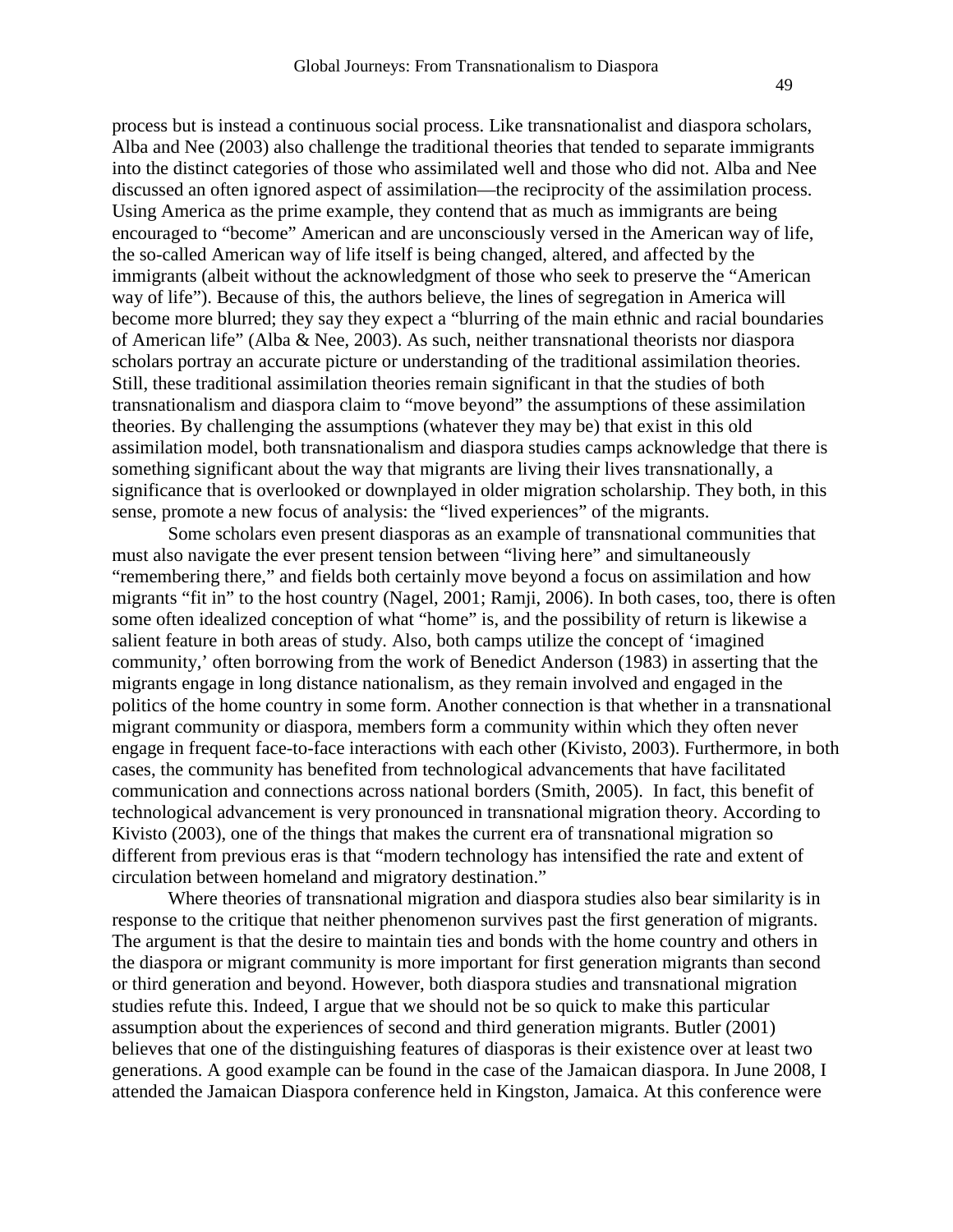process but is instead a continuous social process. Like transnationalist and diaspora scholars, Alba and Nee (2003) also challenge the traditional theories that tended to separate immigrants into the distinct categories of those who assimilated well and those who did not. Alba and Nee discussed an often ignored aspect of assimilation—the reciprocity of the assimilation process. Using America as the prime example, they contend that as much as immigrants are being encouraged to "become" American and are unconsciously versed in the American way of life, the so-called American way of life itself is being changed, altered, and affected by the immigrants (albeit without the acknowledgment of those who seek to preserve the "American way of life"). Because of this, the authors believe, the lines of segregation in America will become more blurred; they say they expect a "blurring of the main ethnic and racial boundaries of American life" (Alba & Nee, 2003). As such, neither transnational theorists nor diaspora scholars portray an accurate picture or understanding of the traditional assimilation theories. Still, these traditional assimilation theories remain significant in that the studies of both transnationalism and diaspora claim to "move beyond" the assumptions of these assimilation theories. By challenging the assumptions (whatever they may be) that exist in this old assimilation model, both transnationalism and diaspora studies camps acknowledge that there is something significant about the way that migrants are living their lives transnationally, a significance that is overlooked or downplayed in older migration scholarship. They both, in this sense, promote a new focus of analysis: the "lived experiences" of the migrants.

Some scholars even present diasporas as an example of transnational communities that must also navigate the ever present tension between "living here" and simultaneously "remembering there," and fields both certainly move beyond a focus on assimilation and how migrants "fit in" to the host country (Nagel, 2001; Ramji, 2006). In both cases, too, there is often some often idealized conception of what "home" is, and the possibility of return is likewise a salient feature in both areas of study. Also, both camps utilize the concept of 'imagined community,' often borrowing from the work of Benedict Anderson (1983) in asserting that the migrants engage in long distance nationalism, as they remain involved and engaged in the politics of the home country in some form. Another connection is that whether in a transnational migrant community or diaspora, members form a community within which they often never engage in frequent face-to-face interactions with each other (Kivisto, 2003). Furthermore, in both cases, the community has benefited from technological advancements that have facilitated communication and connections across national borders (Smith, 2005). In fact, this benefit of technological advancement is very pronounced in transnational migration theory. According to Kivisto (2003), one of the things that makes the current era of transnational migration so different from previous eras is that "modern technology has intensified the rate and extent of circulation between homeland and migratory destination."

Where theories of transnational migration and diaspora studies also bear similarity is in response to the critique that neither phenomenon survives past the first generation of migrants. The argument is that the desire to maintain ties and bonds with the home country and others in the diaspora or migrant community is more important for first generation migrants than second or third generation and beyond. However, both diaspora studies and transnational migration studies refute this. Indeed, I argue that we should not be so quick to make this particular assumption about the experiences of second and third generation migrants. Butler (2001) believes that one of the distinguishing features of diasporas is their existence over at least two generations. A good example can be found in the case of the Jamaican diaspora. In June 2008, I attended the Jamaican Diaspora conference held in Kingston, Jamaica. At this conference were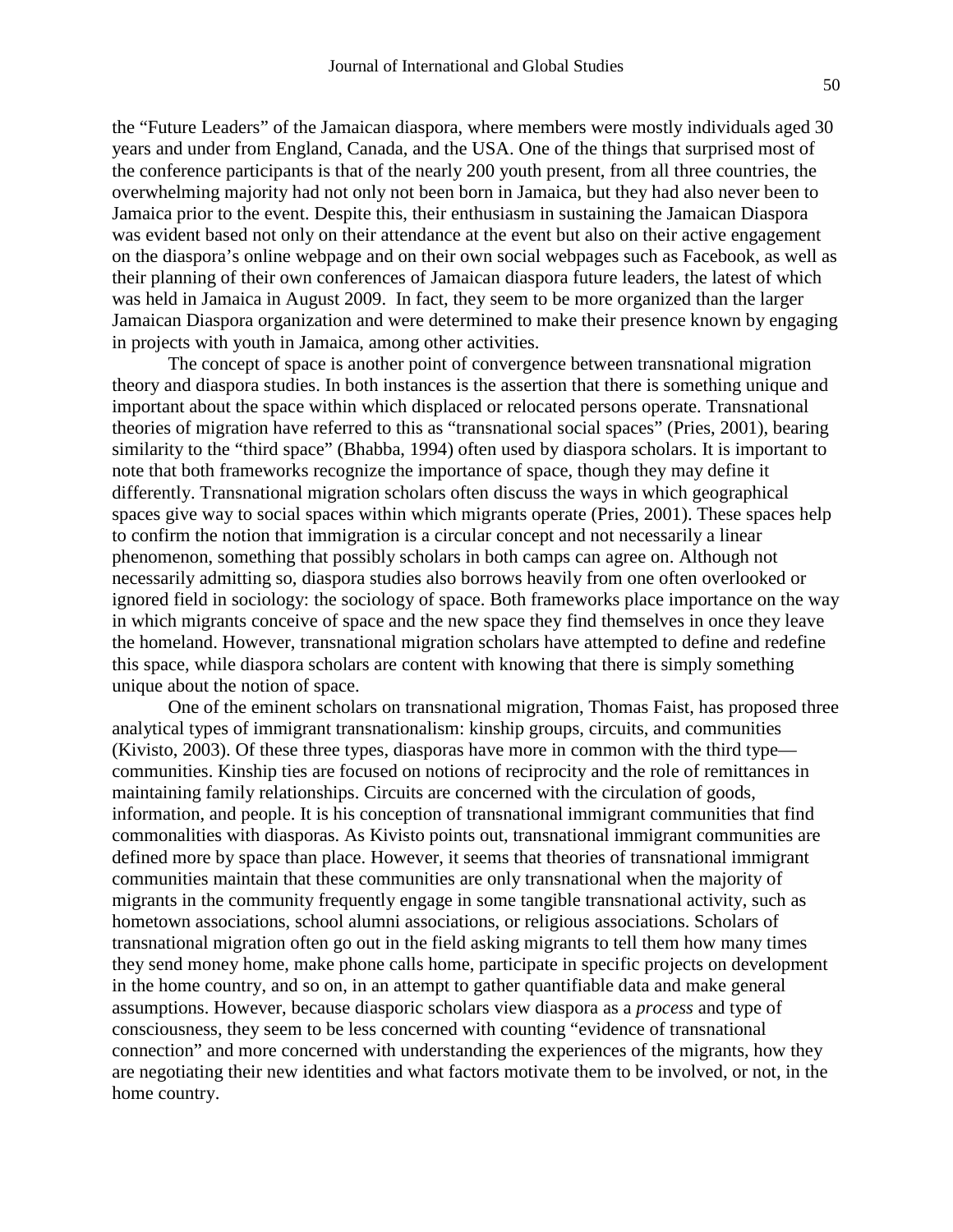the "Future Leaders" of the Jamaican diaspora, where members were mostly individuals aged 30 years and under from England, Canada, and the USA. One of the things that surprised most of the conference participants is that of the nearly 200 youth present, from all three countries, the overwhelming majority had not only not been born in Jamaica, but they had also never been to Jamaica prior to the event. Despite this, their enthusiasm in sustaining the Jamaican Diaspora was evident based not only on their attendance at the event but also on their active engagement on the diaspora's online webpage and on their own social webpages such as Facebook, as well as their planning of their own conferences of Jamaican diaspora future leaders, the latest of which was held in Jamaica in August 2009. In fact, they seem to be more organized than the larger Jamaican Diaspora organization and were determined to make their presence known by engaging in projects with youth in Jamaica, among other activities.

The concept of space is another point of convergence between transnational migration theory and diaspora studies. In both instances is the assertion that there is something unique and important about the space within which displaced or relocated persons operate. Transnational theories of migration have referred to this as "transnational social spaces" (Pries, 2001), bearing similarity to the "third space" (Bhabba, 1994) often used by diaspora scholars. It is important to note that both frameworks recognize the importance of space, though they may define it differently. Transnational migration scholars often discuss the ways in which geographical spaces give way to social spaces within which migrants operate (Pries, 2001). These spaces help to confirm the notion that immigration is a circular concept and not necessarily a linear phenomenon, something that possibly scholars in both camps can agree on. Although not necessarily admitting so, diaspora studies also borrows heavily from one often overlooked or ignored field in sociology: the sociology of space. Both frameworks place importance on the way in which migrants conceive of space and the new space they find themselves in once they leave the homeland. However, transnational migration scholars have attempted to define and redefine this space, while diaspora scholars are content with knowing that there is simply something unique about the notion of space.

One of the eminent scholars on transnational migration, Thomas Faist, has proposed three analytical types of immigrant transnationalism: kinship groups, circuits, and communities (Kivisto, 2003). Of these three types, diasporas have more in common with the third type—communities. Kinship ties are focused on notions of reciprocity and the role of remittances in maintaining family relationships. Circuits are concerned with the circulation of goods, information, and people. It is his conception of transnational immigrant communities that find commonalities with diasporas. As Kivisto points out, transnational immigrant communities are defined more by space than place. However, it seems that theories of transnational immigrant communities maintain that these communities are only transnational when the majority of migrants in the community frequently engage in some tangible transnational activity, such as hometown associations, school alumni associations, or religious associations. Scholars of transnational migration often go out in the field asking migrants to tell them how many times they send money home, make phone calls home, participate in specific projects on development in the home country, and so on, in an attempt to gather quantifiable data and make general assumptions. However, because diasporic scholars view diaspora as a *process* and type of consciousness, they seem to be less concerned with counting "evidence of transnational connection" and more concerned with understanding the experiences of the migrants, how they are negotiating their new identities and what factors motivate them to be involved, or not, in the home country.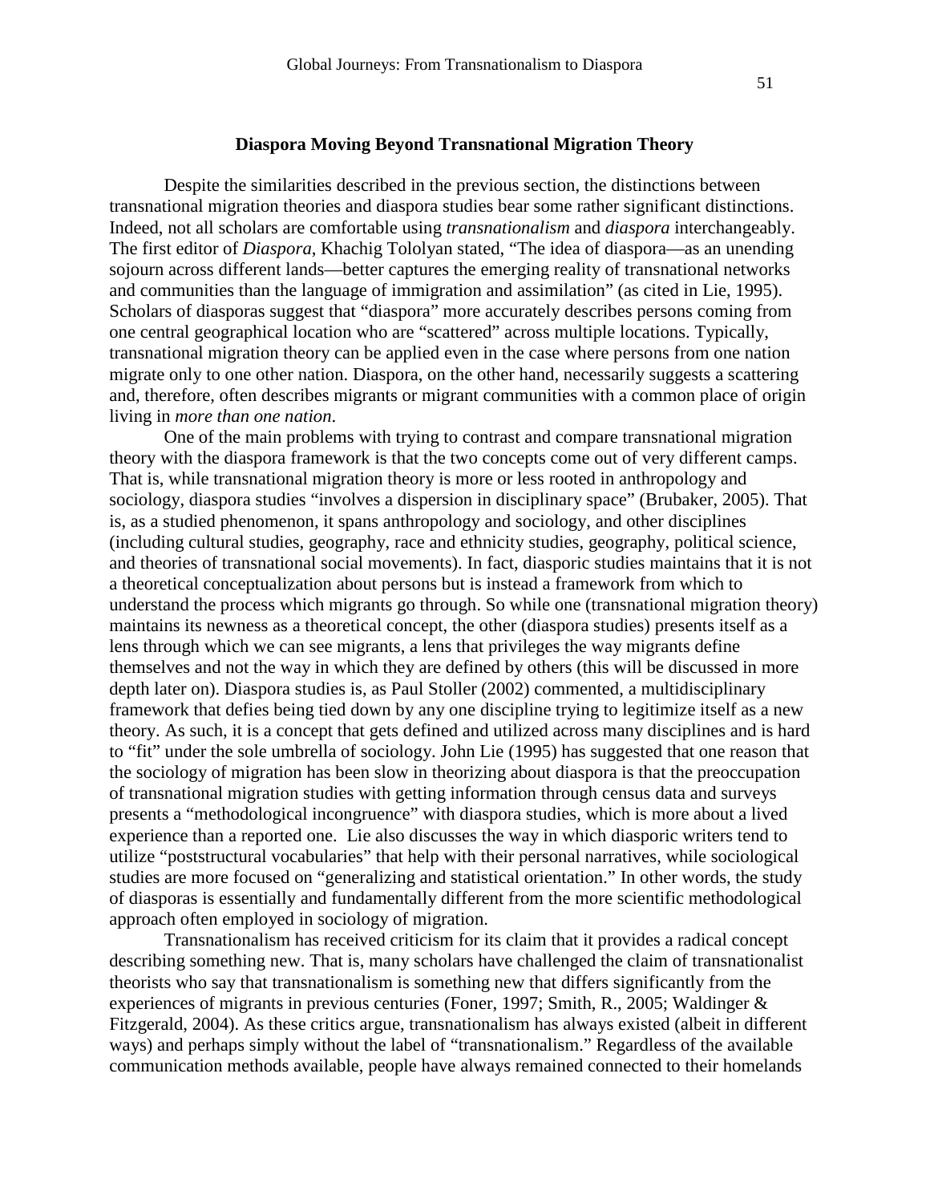## Diaspora Moving Beyond Transnational Migration Theory

Despite the similarities described in the previous section, the distinctions between transnational migration theories and diaspora studies bear some rather significant distinctions. Indeed, not all scholars are comfortable using *transnationalism* and *diaspora* interchangeably. The first editor of *Diaspora*, Khachig Tololyan stated, "The idea of diaspora—as an unending sojourn across different lands—better captures the emerging reality of transnational networks and communities than the language of immigration and assimilation" (as cited in Lie, 1995). Scholars of diasporas suggest that "diaspora" more accurately describes persons coming from one central geographical location who are "scattered" across multiple locations. Typically, transnational migration theory can be applied even in the case where persons from one nation migrate only to one other nation. Diaspora, on the other hand, necessarily suggests a scattering and, therefore, often describes migrants or migrant communities with a common place of origin living in *more than one nation*.

One of the main problems with trying to contrast and compare transnational migration theory with the diaspora framework is that the two concepts come out of very different camps. That is, while transnational migration theory is more or less rooted in anthropology and sociology, diaspora studies "involves a dispersion in disciplinary space" (Brubaker, 2005). That is, as a studied phenomenon, it spans anthropology and sociology, and other disciplines (including cultural studies, geography, race and ethnicity studies, geography, political science, and theories of transnational social movements). In fact, diasporic studies maintains that it is not a theoretical conceptualization about persons but is instead a framework from which to understand the process which migrants go through. So while one (transnational migration theory) maintains its newness as a theoretical concept, the other (diaspora studies) presents itself as a lens through which we can see migrants, a lens that privileges the way migrants define themselves and not the way in which they are defined by others (this will be discussed in more depth later on). Diaspora studies is, as Paul Stoller (2002) commented, a multidisciplinary framework that defies being tied down by any one discipline trying to legitimize itself as a new theory. As such, it is a concept that gets defined and utilized across many disciplines and is hard to "fit" under the sole umbrella of sociology. John Lie (1995) has suggested that one reason that the sociology of migration has been slow in theorizing about diaspora is that the preoccupation of transnational migration studies with getting information through census data and surveys presents a "methodological incongruence" with diaspora studies, which is more about a lived experience than a reported one. Lie also discusses the way in which diasporic writers tend to utilize "poststructural vocabularies" that help with their personal narratives, while sociological studies are more focused on "generalizing and statistical orientation." In other words, the study of diasporas is essentially and fundamentally different from the more scientific methodological approach often employed in sociology of migration.

Transnationalism has received criticism for its claim that it provides a radical concept describing something new. That is, many scholars have challenged the claim of transnationalist theorists who say that transnationalism is something new that differs significantly from the experiences of migrants in previous centuries (Foner, 1997; Smith, R., 2005; Waldinger & Fitzgerald, 2004). As these critics argue, transnationalism has always existed (albeit in different ways) and perhaps simply without the label of "transnationalism." Regardless of the available communication methods available, people have always remained connected to their homelands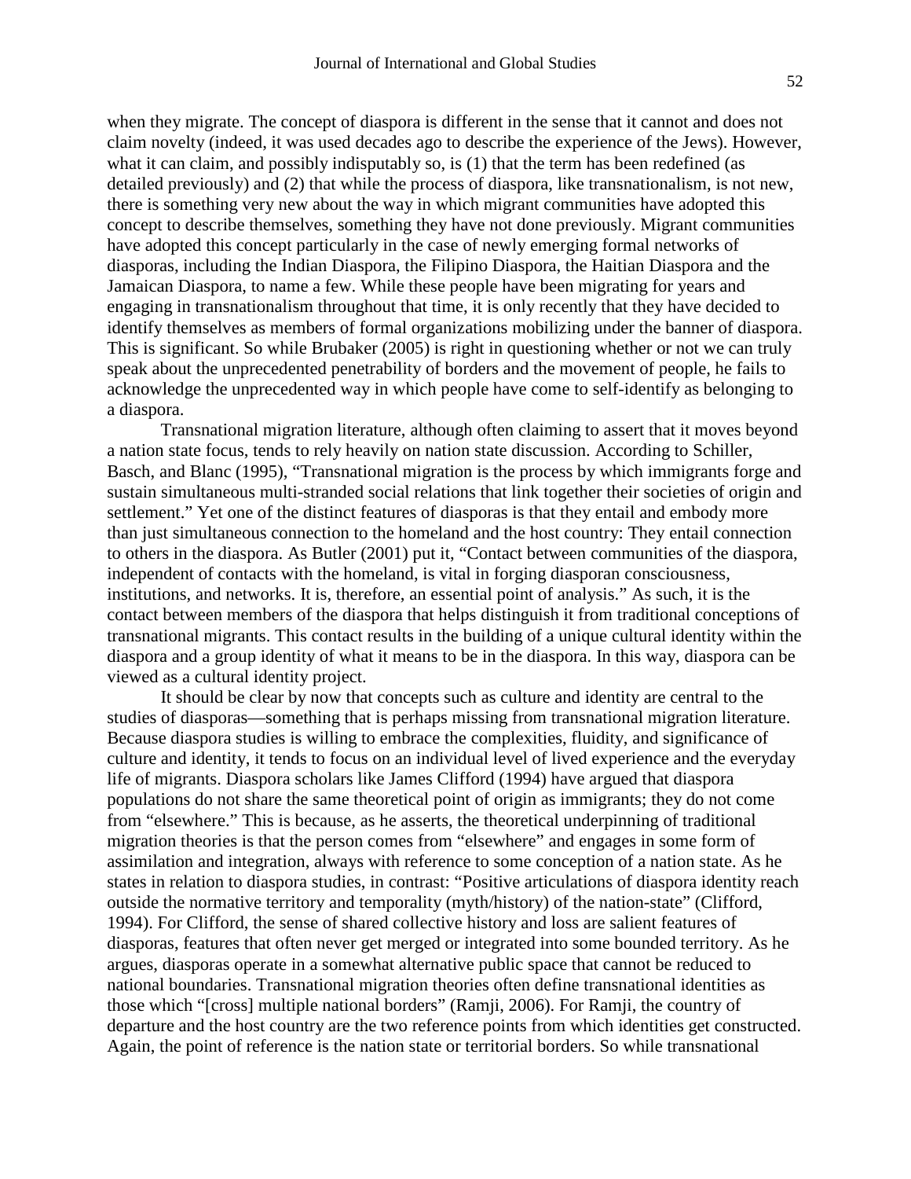when they migrate. The concept of diaspora is different in the sense that it cannot and does not claim novelty (indeed, it was used decades ago to describe the experience of the Jews). However, what it can claim, and possibly indisputably so, is (1) that the term has been redefined (as detailed previously) and (2) that while the process of diaspora, like transnationalism, is not new, there is something very new about the way in which migrant communities have adopted this concept to describe themselves, something they have not done previously. Migrant communities have adopted this concept particularly in the case of newly emerging formal networks of diasporas, including the Indian Diaspora, the Filipino Diaspora, the Haitian Diaspora and the Jamaican Diaspora, to name a few. While these people have been migrating for years and engaging in transnationalism throughout that time, it is only recently that they have decided to identify themselves as members of formal organizations mobilizing under the banner of diaspora. This is significant. So while Brubaker (2005) is right in questioning whether or not we can truly speak about the unprecedented penetrability of borders and the movement of people, he fails to acknowledge the unprecedented way in which people have come to self-identify as belonging to a diaspora.

Transnational migration literature, although often claiming to assert that it moves beyond a nation state focus, tends to rely heavily on nation state discussion. According to Schiller, Basch, and Blanc (1995), "Transnational migration is the process by which immigrants forge and sustain simultaneous multi-stranded social relations that link together their societies of origin and settlement." Yet one of the distinct features of diasporas is that they entail and embody more than just simultaneous connection to the homeland and the host country: They entail connection to others in the diaspora. As Butler (2001) put it, "Contact between communities of the diaspora, independent of contacts with the homeland, is vital in forging diasporan consciousness, institutions, and networks. It is, therefore, an essential point of analysis." As such, it is the contact between members of the diaspora that helps distinguish it from traditional conceptions of transnational migrants. This contact results in the building of a unique cultural identity within the diaspora and a group identity of what it means to be in the diaspora. In this way, diaspora can be viewed as a cultural identity project.

It should be clear by now that concepts such as culture and identity are central to the studies of diasporas—something that is perhaps missing from transnational migration literature. Because diaspora studies is willing to embrace the complexities, fluidity, and significance of culture and identity, it tends to focus on an individual level of lived experience and the everyday life of migrants. Diaspora scholars like James Clifford (1994) have argued that diaspora populations do not share the same theoretical point of origin as immigrants; they do not come from "elsewhere." This is because, as he asserts, the theoretical underpinning of traditional migration theories is that the person comes from "elsewhere" and engages in some form of assimilation and integration, always with reference to some conception of a nation state. As he states in relation to diaspora studies, in contrast: "Positive articulations of diaspora identity reach outside the normative territory and temporality (myth/history) of the nation-state" (Clifford, 1994). For Clifford, the sense of shared collective history and loss are salient features of diasporas, features that often never get merged or integrated into some bounded territory. As he argues, diasporas operate in a somewhat alternative public space that cannot be reduced to national boundaries. Transnational migration theories often define transnational identities as those which "[cross] multiple national borders" (Ramji, 2006). For Ramji, the country of departure and the host country are the two reference points from which identities get constructed. Again, the point of reference is the nation state or territorial borders. So while transnational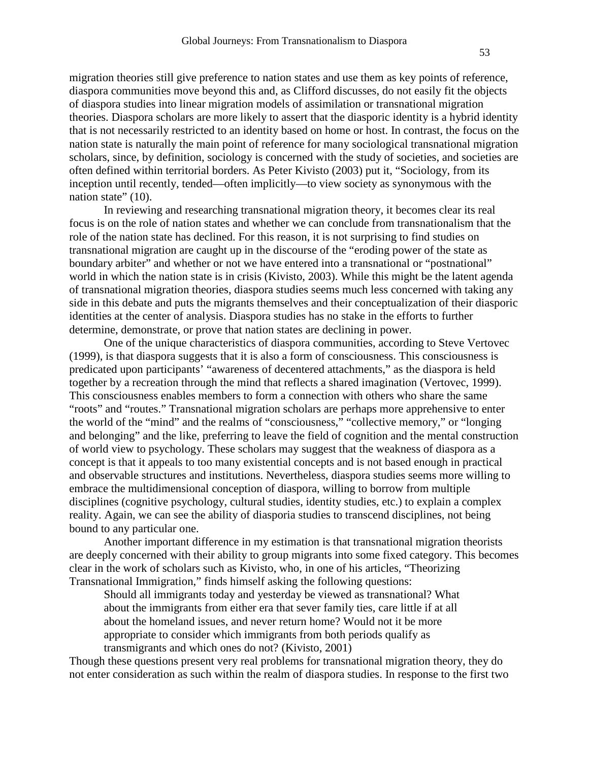migration theories still give preference to nation states and use them as key points of reference, diaspora communities move beyond this and, as Clifford discusses, do not easily fit the objects of diaspora studies into linear migration models of assimilation or transnational migration theories. Diaspora scholars are more likely to assert that the diasporic identity is a hybrid identity that is not necessarily restricted to an identity based on home or host. In contrast, the focus on the nation state is naturally the main point of reference for many sociological transnational migration scholars, since, by definition, sociology is concerned with the study of societies, and societies are often defined within territorial borders. As Peter Kivisto (2003) put it, "Sociology, from its inception until recently, tended—often implicitly—to view society as synonymous with the nation state" (10).

In reviewing and researching transnational migration theory, it becomes clear its real focus is on the role of nation states and whether we can conclude from transnationalism that the role of the nation state has declined. For this reason, it is not surprising to find studies on transnational migration are caught up in the discourse of the "eroding power of the state as boundary arbiter" and whether or not we have entered into a transnational or "postnational" world in which the nation state is in crisis (Kivisto, 2003). While this might be the latent agenda of transnational migration theories, diaspora studies seems much less concerned with taking any side in this debate and puts the migrants themselves and their conceptualization of their diasporic identities at the center of analysis. Diaspora studies has no stake in the efforts to further determine, demonstrate, or prove that nation states are declining in power.

One of the unique characteristics of diaspora communities, according to Steve Vertovec (1999), is that diaspora suggests that it is also a form of consciousness. This consciousness is predicated upon participants' "awareness of decentered attachments," as the diaspora is held together by a recreation through the mind that reflects a shared imagination (Vertovec, 1999). This consciousness enables members to form a connection with others who share the same "roots" and "routes." Transnational migration scholars are perhaps more apprehensive to enter the world of the "mind" and the realms of "consciousness," "collective memory," or "longing and belonging" and the like, preferring to leave the field of cognition and the mental construction of world view to psychology. These scholars may suggest that the weakness of diaspora as a concept is that it appeals to too many existential concepts and is not based enough in practical and observable structures and institutions. Nevertheless, diaspora studies seems more willing to embrace the multidimensional conception of diaspora, willing to borrow from multiple disciplines (cognitive psychology, cultural studies, identity studies, etc.) to explain a complex reality. Again, we can see the ability of diasporia studies to transcend disciplines, not being bound to any particular one.

Another important difference in my estimation is that transnational migration theorists are deeply concerned with their ability to group migrants into some fixed category. This becomes clear in the work of scholars such as Kivisto, who, in one of his articles, "Theorizing Transnational Immigration," finds himself asking the following questions:

> Should all immigrants today and yesterday be viewed as transnational? What about the immigrants from either era that sever family ties, care little if at all about the homeland issues, and never return home? Would not it be more appropriate to consider which immigrants from both periods qualify as transmigrants and which ones do not? (Kivisto, 2001)

Though these questions present very real problems for transnational migration theory, they do not enter consideration as such within the realm of diaspora studies. In response to the first two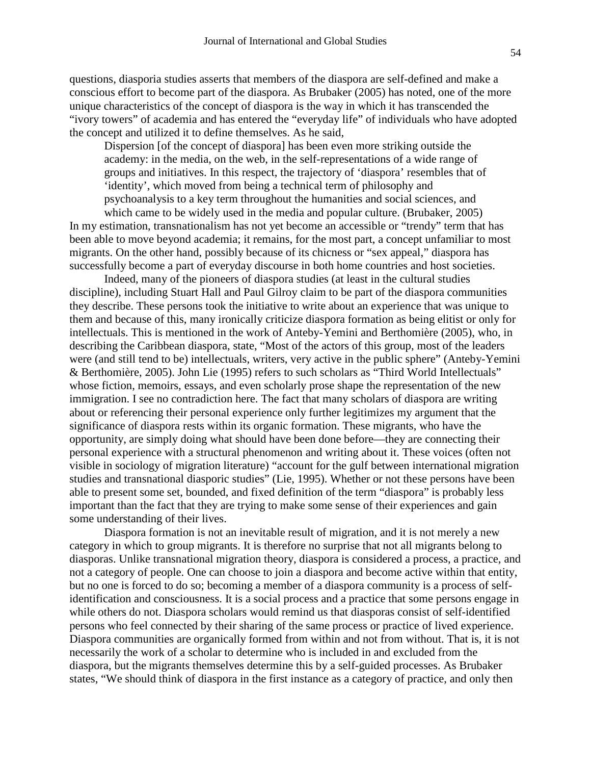questions, diasporia studies asserts that members of the diaspora are self-defined and make a conscious effort to become part of the diaspora. As Brubaker (2005) has noted, one of the more unique characteristics of the concept of diaspora is the way in which it has transcended the "ivory towers" of academia and has entered the "everyday life" of individuals who have adopted the concept and utilized it to define themselves. As he said,

> Dispersion [of the concept of diaspora] has been even more striking outside the academy: in the media, on the web, in the self-representations of a wide range of groups and initiatives. In this respect, the trajectory of 'diaspora' resembles that of 'identity', which moved from being a technical term of philosophy and psychoanalysis to a key term throughout the humanities and social sciences, and which came to be widely used in the media and popular culture. (Brubaker, 2005)

In my estimation, transnationalism has not yet become an accessible or "trendy" term that has been able to move beyond academia; it remains, for the most part, a concept unfamiliar to most migrants. On the other hand, possibly because of its chicness or "sex appeal," diaspora has successfully become a part of everyday discourse in both home countries and host societies.

Indeed, many of the pioneers of diaspora studies (at least in the cultural studies discipline), including Stuart Hall and Paul Gilroy claim to be part of the diaspora communities they describe. These persons took the initiative to write about an experience that was unique to them and because of this, many ironically criticize diaspora formation as being elitist or only for intellectuals. This is mentioned in the work of Anteby-Yemini and Berthomière (2005), who, in describing the Caribbean diaspora, state, "Most of the actors of this group, most of the leaders were (and still tend to be) intellectuals, writers, very active in the public sphere" (Anteby-Yemini & Berthomière, 2005). John Lie (1995) refers to such scholars as "Third World Intellectuals" whose fiction, memoirs, essays, and even scholarly prose shape the representation of the new immigration. I see no contradiction here. The fact that many scholars of diaspora are writing about or referencing their personal experience only further legitimizes my argument that the significance of diaspora rests within its organic formation. These migrants, who have the opportunity, are simply doing what should have been done before—they are connecting their personal experience with a structural phenomenon and writing about it. These voices (often not visible in sociology of migration literature) "account for the gulf between international migration studies and transnational diasporic studies" (Lie, 1995). Whether or not these persons have been able to present some set, bounded, and fixed definition of the term "diaspora" is probably less important than the fact that they are trying to make some sense of their experiences and gain some understanding of their lives.

Diaspora formation is not an inevitable result of migration, and it is not merely a new category in which to group migrants. It is therefore no surprise that not all migrants belong to diasporas. Unlike transnational migration theory, diaspora is considered a process, a practice, and not a category of people. One can choose to join a diaspora and become active within that entity, but no one is forced to do so; becoming a member of a diaspora community is a process of self-identification and consciousness. It is a social process and a practice that some persons engage in while others do not. Diaspora scholars would remind us that diasporas consist of self-identified persons who feel connected by their sharing of the same process or practice of lived experience. Diaspora communities are organically formed from within and not from without. That is, it is not necessarily the work of a scholar to determine who is included in and excluded from the diaspora, but the migrants themselves determine this by a self-guided processes. As Brubaker states, "We should think of diaspora in the first instance as a category of practice, and only then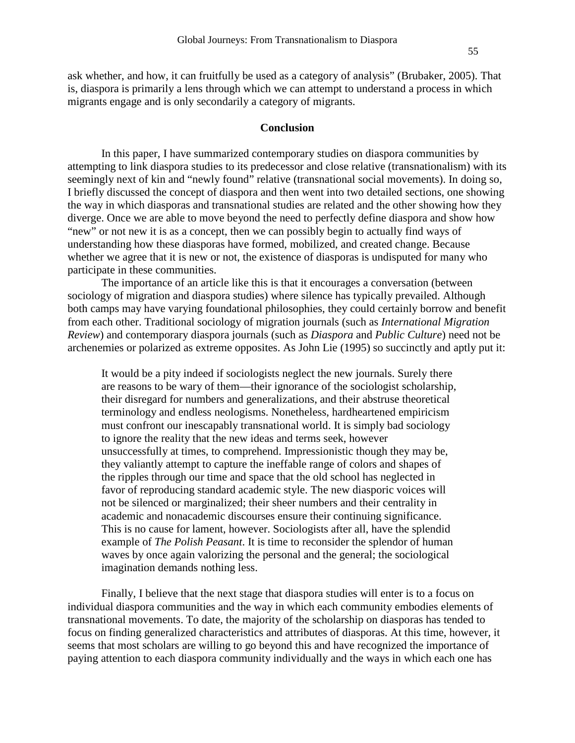ask whether, and how, it can fruitfully be used as a category of analysis" (Brubaker, 2005). That is, diaspora is primarily a lens through which we can attempt to understand a process in which migrants engage and is only secondarily a category of migrants.

## Conclusion

In this paper, I have summarized contemporary studies on diaspora communities by attempting to link diaspora studies to its predecessor and close relative (transnationalism) with its seemingly next of kin and "newly found" relative (transnational social movements). In doing so, I briefly discussed the concept of diaspora and then went into two detailed sections, one showing the way in which diasporas and transnational studies are related and the other showing how they diverge. Once we are able to move beyond the need to perfectly define diaspora and show how "new" or not new it is as a concept, then we can possibly begin to actually find ways of understanding how these diasporas have formed, mobilized, and created change. Because whether we agree that it is new or not, the existence of diasporas is undisputed for many who participate in these communities.

The importance of an article like this is that it encourages a conversation (between sociology of migration and diaspora studies) where silence has typically prevailed. Although both camps may have varying foundational philosophies, they could certainly borrow and benefit from each other. Traditional sociology of migration journals (such as *International Migration Review*) and contemporary diaspora journals (such as *Diaspora* and *Public Culture*) need not be archenemies or polarized as extreme opposites. As John Lie (1995) so succinctly and aptly put it:

> It would be a pity indeed if sociologists neglect the new journals. Surely there are reasons to be wary of them—their ignorance of the sociologist scholarship, their disregard for numbers and generalizations, and their abstruse theoretical terminology and endless neologisms. Nonetheless, hardheartened empiricism must confront our inescapably transnational world. It is simply bad sociology to ignore the reality that the new ideas and terms seek, however unsuccessfully at times, to comprehend. Impressionistic though they may be, they valiantly attempt to capture the ineffable range of colors and shapes of the ripples through our time and space that the old school has neglected in favor of reproducing standard academic style. The new diasporic voices will not be silenced or marginalized; their sheer numbers and their centrality in academic and nonacademic discourses ensure their continuing significance. This is no cause for lament, however. Sociologists after all, have the splendid example of *The Polish Peasant*. It is time to reconsider the splendor of human waves by once again valorizing the personal and the general; the sociological imagination demands nothing less.

Finally, I believe that the next stage that diaspora studies will enter is to a focus on individual diaspora communities and the way in which each community embodies elements of transnational movements. To date, the majority of the scholarship on diasporas has tended to focus on finding generalized characteristics and attributes of diasporas. At this time, however, it seems that most scholars are willing to go beyond this and have recognized the importance of paying attention to each diaspora community individually and the ways in which each one has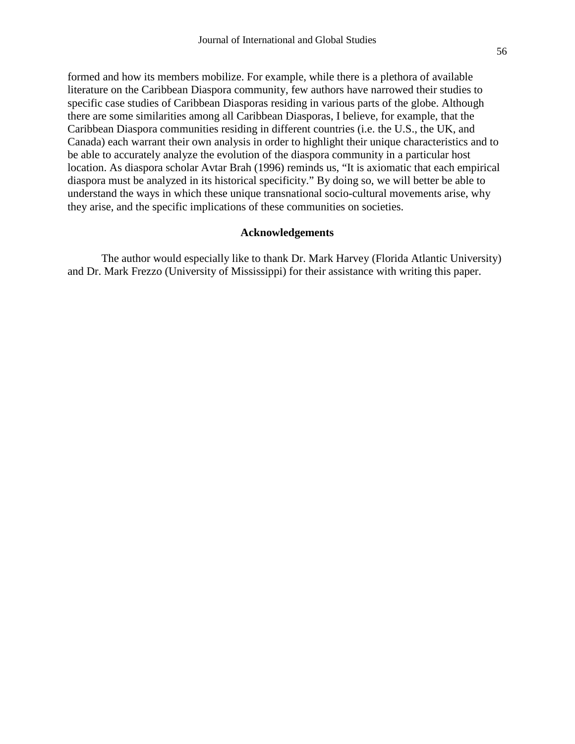formed and how its members mobilize. For example, while there is a plethora of available literature on the Caribbean Diaspora community, few authors have narrowed their studies to specific case studies of Caribbean Diasporas residing in various parts of the globe. Although there are some similarities among all Caribbean Diasporas, I believe, for example, that the Caribbean Diaspora communities residing in different countries (i.e. the U.S., the UK, and Canada) each warrant their own analysis in order to highlight their unique characteristics and to be able to accurately analyze the evolution of the diaspora community in a particular host location. As diaspora scholar Avtar Brah (1996) reminds us, “It is axiomatic that each empirical diaspora must be analyzed in its historical specificity.” By doing so, we will better be able to understand the ways in which these unique transnational socio-cultural movements arise, why they arise, and the specific implications of these communities on societies.

## Acknowledgements

The author would especially like to thank Dr. Mark Harvey (Florida Atlantic University) and Dr. Mark Frezzo (University of Mississippi) for their assistance with writing this paper.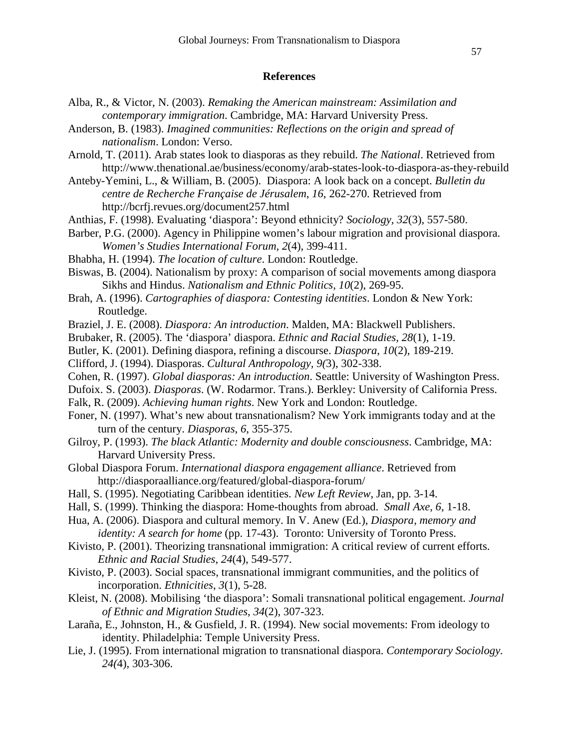## References

Alba, R., & Victor, N. (2003). *Remaking the American mainstream: Assimilation and contemporary immigration*. Cambridge, MA: Harvard University Press.

Anderson, B. (1983). *Imagined communities: Reflections on the origin and spread of nationalism*. London: Verso.

Arnold, T. (2011). Arab states look to diasporas as they rebuild. *The National*. Retrieved from http://www.thenational.ae/business/economy/arab-states-look-to-diaspora-as-they-rebuild

Anteby-Yemini, L., & William, B. (2005). Diaspora: A look back on a concept. *Bulletin du centre de Recherche Française de Jérusalem, 16*, 262-270. Retrieved from http://bcrfj.revues.org/document257.html

Anthias, F. (1998). Evaluating 'diaspora': Beyond ethnicity? *Sociology*, *32*(3), 557-580.

Barber, P.G. (2000). Agency in Philippine women's labour migration and provisional diaspora. *Women's Studies International Forum*, *2*(4), 399-411.

Bhabha, H. (1994). *The location of culture*. London: Routledge.

Biswas, B. (2004). Nationalism by proxy: A comparison of social movements among diaspora Sikhs and Hindus. *Nationalism and Ethnic Politics, 10*(2), 269-95.

Brah, A. (1996). *Cartographies of diaspora: Contesting identities*. London & New York: Routledge.

Braziel, J. E. (2008). *Diaspora: An introduction*. Malden, MA: Blackwell Publishers.

Brubaker, R. (2005). The 'diaspora' diaspora. *Ethnic and Racial Studies*, *28*(1), 1-19.

Butler, K. (2001). Defining diaspora, refining a discourse. *Diaspora*, *10*(2), 189-219.

Clifford, J. (1994). Diasporas. *Cultural Anthropology, 9(*3), 302-338.

Cohen, R. (1997). *Global diasporas: An introduction*. Seattle: University of Washington Press.

Dufoix. S. (2003). *Diasporas*. (W. Rodarmor. Trans.). Berkley: University of California Press.

Falk, R. (2009). *Achieving human rights*. New York and London: Routledge.

Foner, N. (1997). What's new about transnationalism? New York immigrants today and at the turn of the century. *Diasporas*, *6*, 355-375.

Gilroy, P. (1993). *The black Atlantic: Modernity and double consciousness*. Cambridge, MA: Harvard University Press.

Global Diaspora Forum. *International diaspora engagement alliance*. Retrieved from http://diasporaalliance.org/featured/global-diaspora-forum/

Hall, S. (1995). Negotiating Caribbean identities. *New Left Review*, Jan, pp. 3-14.

Hall, S. (1999). Thinking the diaspora: Home-thoughts from abroad. *Small Axe, 6*, 1-18.

Hua, A. (2006). Diaspora and cultural memory. In V. Anew (Ed.), *Diaspora, memory and identity: A search for home* (pp. 17-43). Toronto: University of Toronto Press.

Kivisto, P. (2001). Theorizing transnational immigration: A critical review of current efforts. *Ethnic and Racial Studies*, *24*(4), 549-577.

Kivisto, P. (2003). Social spaces, transnational immigrant communities, and the politics of incorporation. *Ethnicities*, *3*(1), 5-28.

Kleist, N. (2008). Mobilising 'the diaspora': Somali transnational political engagement. *Journal of Ethnic and Migration Studies*, *34*(2), 307-323.

Laraña, E., Johnston, H., & Gusfield, J. R. (1994). New social movements: From ideology to identity. Philadelphia: Temple University Press.

Lie, J. (1995). From international migration to transnational diaspora. *Contemporary Sociology. 24(*4), 303-306.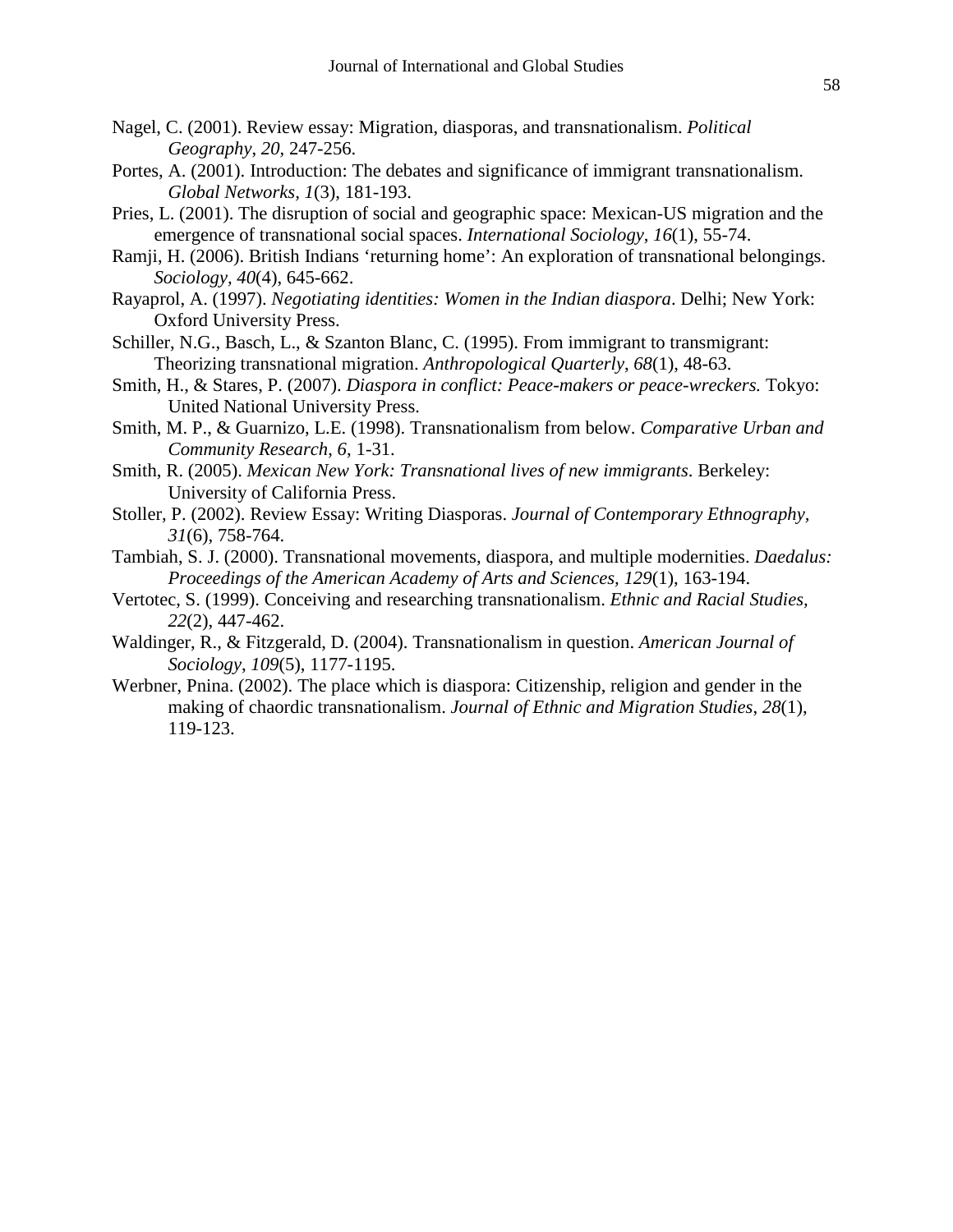Nagel, C. (2001). Review essay: Migration, diasporas, and transnationalism. *Political Geography*, *20*, 247-256.

Portes, A. (2001). Introduction: The debates and significance of immigrant transnationalism. *Global Networks*, *1*(3), 181-193.

Pries, L. (2001). The disruption of social and geographic space: Mexican-US migration and the emergence of transnational social spaces. *International Sociology*, *16*(1), 55-74.

Ramji, H. (2006). British Indians 'returning home': An exploration of transnational belongings. *Sociology*, *40*(4), 645-662.

Rayaprol, A. (1997). *Negotiating identities: Women in the Indian diaspora*. Delhi; New York: Oxford University Press.

Schiller, N.G., Basch, L., & Szanton Blanc, C. (1995). From immigrant to transmigrant: Theorizing transnational migration. *Anthropological Quarterly*, *68*(1), 48-63.

Smith, H., & Stares, P. (2007). *Diaspora in conflict: Peace-makers or peace-wreckers.* Tokyo: United National University Press.

Smith, M. P., & Guarnizo, L.E. (1998). Transnationalism from below. *Comparative Urban and Community Research*, *6*, 1-31.

Smith, R. (2005). *Mexican New York: Transnational lives of new immigrants*. Berkeley: University of California Press.

Stoller, P. (2002). Review Essay: Writing Diasporas. *Journal of Contemporary Ethnography, 31*(6), 758-764.

Tambiah, S. J. (2000). Transnational movements, diaspora, and multiple modernities. *Daedalus: Proceedings of the American Academy of Arts and Sciences, 129*(1), 163-194.

Vertotec, S. (1999). Conceiving and researching transnationalism. *Ethnic and Racial Studies, 22*(2), 447-462.

Waldinger, R., & Fitzgerald, D. (2004). Transnationalism in question. *American Journal of Sociology*, *109*(5), 1177-1195.

Werbner, Pnina. (2002). The place which is diaspora: Citizenship, religion and gender in the making of chaordic transnationalism. *Journal of Ethnic and Migration Studies, 28*(1), 119-123.